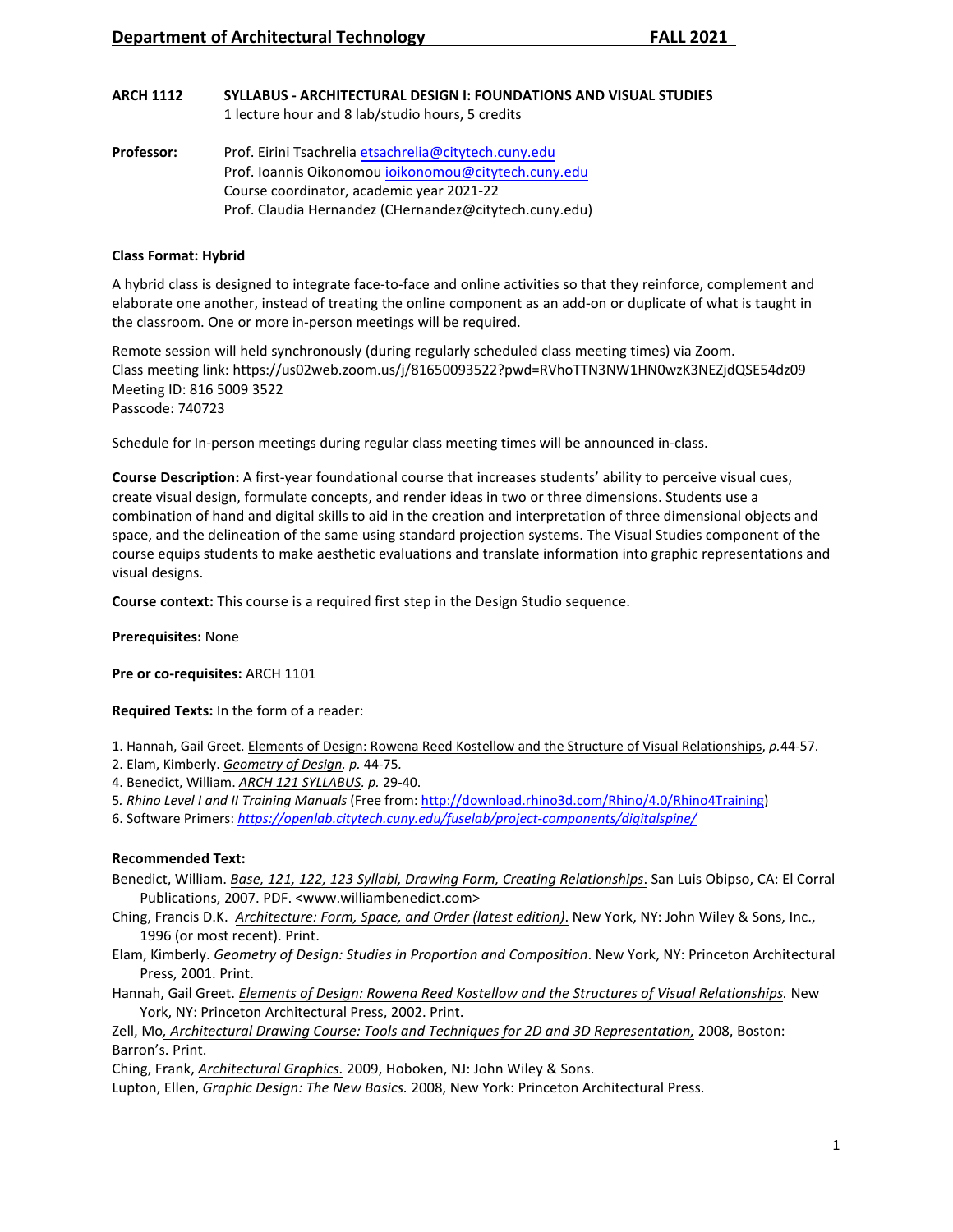**Department of Architectural Technology** **FALL 2021**

**ARCH 1112 SYLLABUS - ARCHITECTURAL DESIGN I: FOUNDATIONS AND VISUAL STUDIES**
1 lecture hour and 8 lab/studio hours, 5 credits

**Professor:** Prof. Eirini Tsachrelia etsachrelia@citytech.cuny.edu
Prof. Ioannis Oikonomou ioikonomou@citytech.cuny.edu
Course coordinator, academic year 2021-22
Prof. Claudia Hernandez (CHernandez@citytech.cuny.edu)

**Class Format: Hybrid**

A hybrid class is designed to integrate face-to-face and online activities so that they reinforce, complement and elaborate one another, instead of treating the online component as an add-on or duplicate of what is taught in the classroom. One or more in-person meetings will be required.

Remote session will held synchronously (during regularly scheduled class meeting times) via Zoom.
Class meeting link: https://us02web.zoom.us/j/81650093522?pwd=RVhoTTN3NW1HN0wzK3NEZjdQSE54dz09
Meeting ID: 816 5009 3522
Passcode: 740723

Schedule for In-person meetings during regular class meeting times will be announced in-class.

**Course Description:** A first-year foundational course that increases students' ability to perceive visual cues, create visual design, formulate concepts, and render ideas in two or three dimensions. Students use a combination of hand and digital skills to aid in the creation and interpretation of three dimensional objects and space, and the delineation of the same using standard projection systems. The Visual Studies component of the course equips students to make aesthetic evaluations and translate information into graphic representations and visual designs.

**Course context:** This course is a required first step in the Design Studio sequence.

**Prerequisites:** None

**Pre or co-requisites:** ARCH 1101

**Required Texts:** In the form of a reader:

1. Hannah, Gail Greet. Elements of Design: Rowena Reed Kostellow and the Structure of Visual Relationships, *p.*44-57.
2. Elam, Kimberly. *Geometry of Design. p.* 44-75.
4. Benedict, William. *ARCH 121 SYLLABUS. p.* 29-40.
5. *Rhino Level I and II Training Manuals* (Free from: http://download.rhino3d.com/Rhino/4.0/Rhino4Training)
6. Software Primers: *https://openlab.citytech.cuny.edu/fuselab/project-components/digitalspine/*

**Recommended Text:**

Benedict, William. *Base, 121, 122, 123 Syllabi, Drawing Form, Creating Relationships*. San Luis Obispo, CA: El Corral Publications, 2007. PDF. <www.williambenedict.com>

Ching, Francis D.K. *Architecture: Form, Space, and Order (latest edition)*. New York, NY: John Wiley & Sons, Inc., 1996 (or most recent). Print.

Elam, Kimberly. *Geometry of Design: Studies in Proportion and Composition*. New York, NY: Princeton Architectural Press, 2001. Print.

Hannah, Gail Greet. *Elements of Design: Rowena Reed Kostellow and the Structures of Visual Relationships.* New York, NY: Princeton Architectural Press, 2002. Print.

Zell, Mo*, Architectural Drawing Course: Tools and Techniques for 2D and 3D Representation,* 2008, Boston: Barron's. Print.

Ching, Frank, *Architectural Graphics.* 2009, Hoboken, NJ: John Wiley & Sons.

Lupton, Ellen, *Graphic Design: The New Basics.* 2008, New York: Princeton Architectural Press.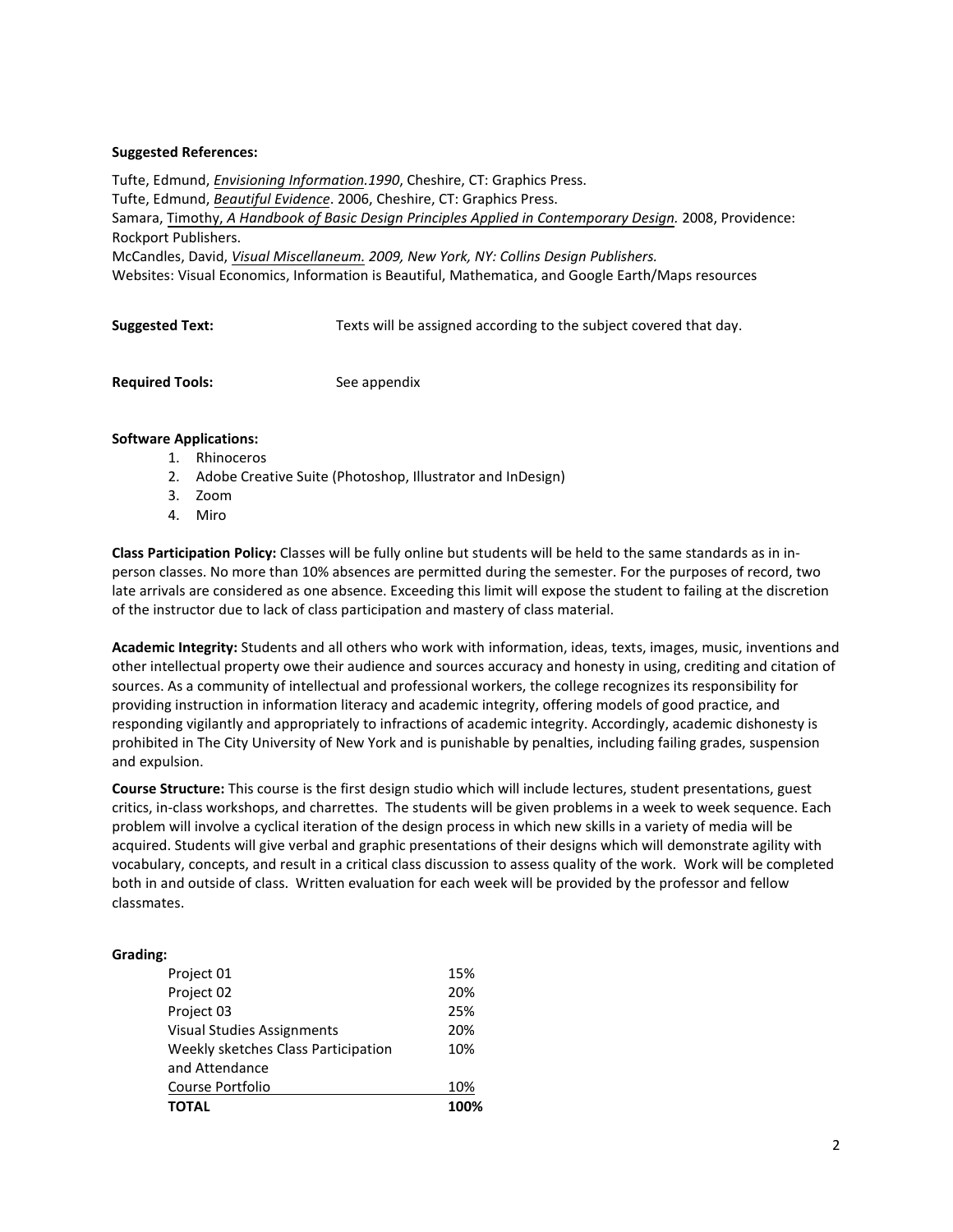**Suggested References:**

Tufte, Edmund, *Envisioning Information.1990*, Cheshire, CT: Graphics Press.
Tufte, Edmund, *Beautiful Evidence*. 2006, Cheshire, CT: Graphics Press.
Samara, Timothy, *A Handbook of Basic Design Principles Applied in Contemporary Design.* 2008, Providence: Rockport Publishers.
McCandles, David, *Visual Miscellaneum. 2009, New York, NY: Collins Design Publishers.*
Websites: Visual Economics, Information is Beautiful, Mathematica, and Google Earth/Maps resources

**Suggested Text:** Texts will be assigned according to the subject covered that day.

**Required Tools:** See appendix

**Software Applications:**

1. Rhinoceros
2. Adobe Creative Suite (Photoshop, Illustrator and InDesign)
3. Zoom
4. Miro

**Class Participation Policy:** Classes will be fully online but students will be held to the same standards as in in-person classes. No more than 10% absences are permitted during the semester. For the purposes of record, two late arrivals are considered as one absence. Exceeding this limit will expose the student to failing at the discretion of the instructor due to lack of class participation and mastery of class material.

**Academic Integrity:** Students and all others who work with information, ideas, texts, images, music, inventions and other intellectual property owe their audience and sources accuracy and honesty in using, crediting and citation of sources. As a community of intellectual and professional workers, the college recognizes its responsibility for providing instruction in information literacy and academic integrity, offering models of good practice, and responding vigilantly and appropriately to infractions of academic integrity. Accordingly, academic dishonesty is prohibited in The City University of New York and is punishable by penalties, including failing grades, suspension and expulsion.

**Course Structure:** This course is the first design studio which will include lectures, student presentations, guest critics, in-class workshops, and charrettes. The students will be given problems in a week to week sequence. Each problem will involve a cyclical iteration of the design process in which new skills in a variety of media will be acquired. Students will give verbal and graphic presentations of their designs which will demonstrate agility with vocabulary, concepts, and result in a critical class discussion to assess quality of the work. Work will be completed both in and outside of class. Written evaluation for each week will be provided by the professor and fellow classmates.

**Grading:**

| | |
|---|---|
| Project 01 | 15% |
| Project 02 | 20% |
| Project 03 | 25% |
| Visual Studies Assignments | 20% |
| Weekly sketches Class Participation and Attendance | 10% |
| Course Portfolio | 10% |
| **TOTAL** | **100%** |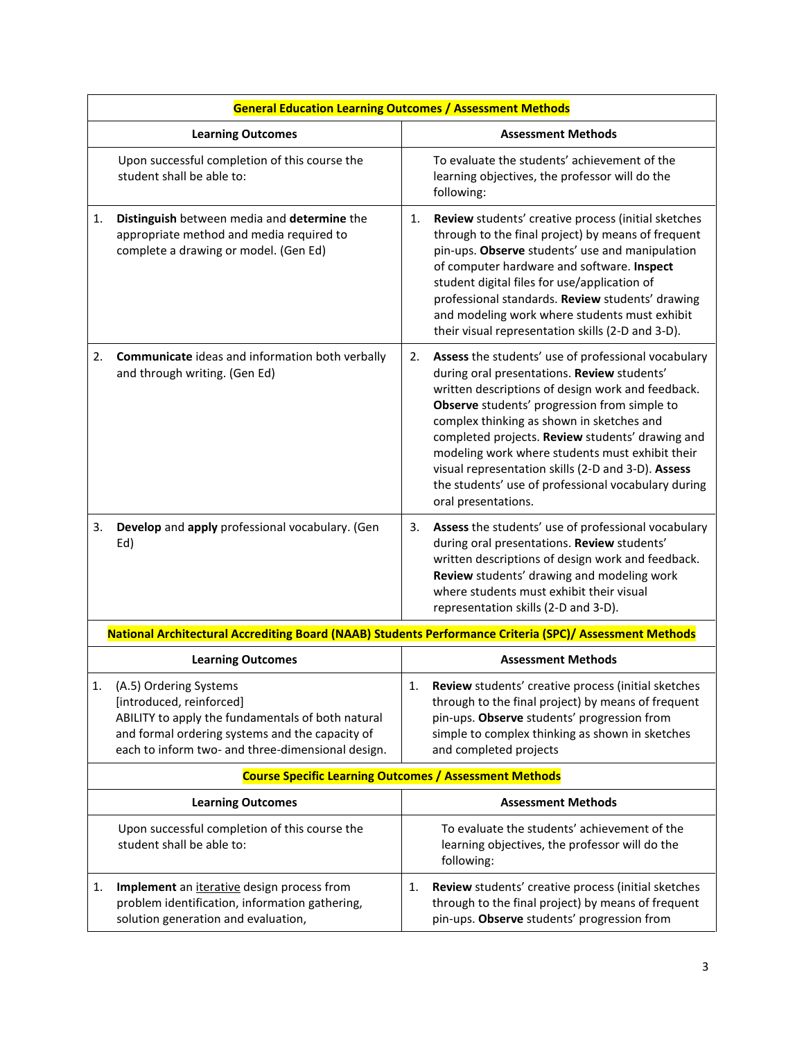| General Education Learning Outcomes / Assessment Methods | |
|---|---|
| **Learning Outcomes** | **Assessment Methods** |
| Upon successful completion of this course the student shall be able to: | To evaluate the students' achievement of the learning objectives, the professor will do the following: |
| 1. **Distinguish** between media and **determine** the appropriate method and media required to complete a drawing or model. (Gen Ed) | 1. **Review** students' creative process (initial sketches through to the final project) by means of frequent pin-ups. **Observe** students' use and manipulation of computer hardware and software. **Inspect** student digital files for use/application of professional standards. **Review** students' drawing and modeling work where students must exhibit their visual representation skills (2-D and 3-D). |
| 2. **Communicate** ideas and information both verbally and through writing. (Gen Ed) | 2. **Assess** the students' use of professional vocabulary during oral presentations. **Review** students' written descriptions of design work and feedback. **Observe** students' progression from simple to complex thinking as shown in sketches and completed projects. **Review** students' drawing and modeling work where students must exhibit their visual representation skills (2-D and 3-D). **Assess** the students' use of professional vocabulary during oral presentations. |
| 3. **Develop** and **apply** professional vocabulary. (Gen Ed) | 3. **Assess** the students' use of professional vocabulary during oral presentations. **Review** students' written descriptions of design work and feedback. **Review** students' drawing and modeling work where students must exhibit their visual representation skills (2-D and 3-D). |
| **National Architectural Accrediting Board (NAAB) Students Performance Criteria (SPC)/ Assessment Methods** | |
| **Learning Outcomes** | **Assessment Methods** |
| 1. (A.5) Ordering Systems [introduced, reinforced] ABILITY to apply the fundamentals of both natural and formal ordering systems and the capacity of each to inform two- and three-dimensional design. | 1. **Review** students' creative process (initial sketches through to the final project) by means of frequent pin-ups. **Observe** students' progression from simple to complex thinking as shown in sketches and completed projects |
| **Course Specific Learning Outcomes / Assessment Methods** | |
| **Learning Outcomes** | **Assessment Methods** |
| Upon successful completion of this course the student shall be able to: | To evaluate the students' achievement of the learning objectives, the professor will do the following: |
| 1. **Implement** an iterative design process from problem identification, information gathering, solution generation and evaluation, | 1. **Review** students' creative process (initial sketches through to the final project) by means of frequent pin-ups. **Observe** students' progression from |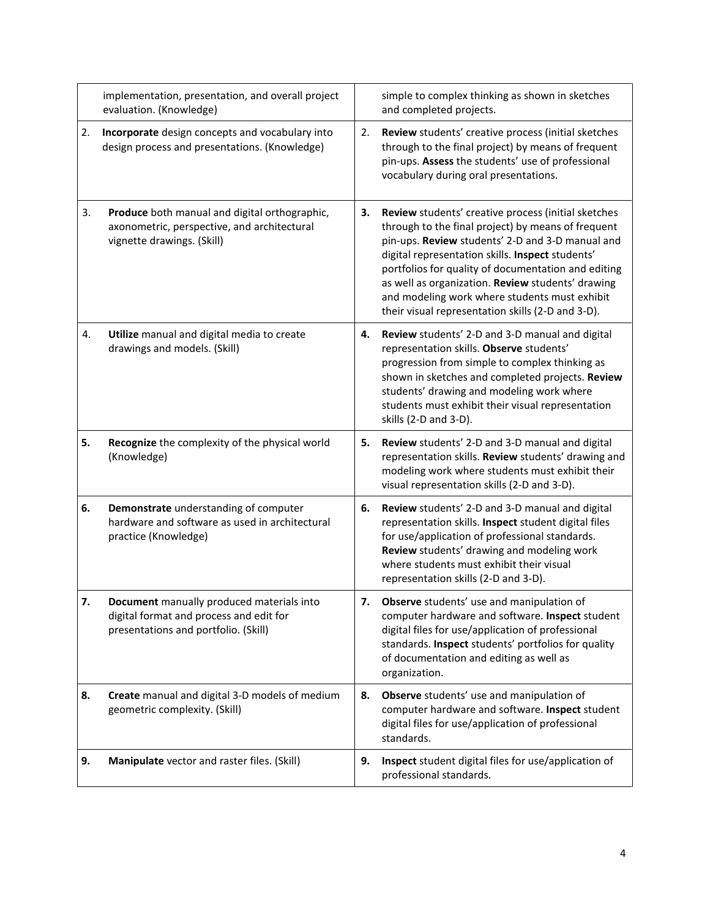| | | | |
|---|---|---|---|
| | implementation, presentation, and overall project evaluation. (Knowledge) | | simple to complex thinking as shown in sketches and completed projects. |
| 2. | **Incorporate** design concepts and vocabulary into design process and presentations. (Knowledge) | 2. | **Review** students' creative process (initial sketches through to the final project) by means of frequent pin-ups. **Assess** the students' use of professional vocabulary during oral presentations. |
| 3. | **Produce** both manual and digital orthographic, axonometric, perspective, and architectural vignette drawings. (Skill) | **3.** | **Review** students' creative process (initial sketches through to the final project) by means of frequent pin-ups. **Review** students' 2-D and 3-D manual and digital representation skills. **Inspect** students' portfolios for quality of documentation and editing as well as organization. **Review** students' drawing and modeling work where students must exhibit their visual representation skills (2-D and 3-D). |
| 4. | **Utilize** manual and digital media to create drawings and models. (Skill) | **4.** | **Review** students' 2-D and 3-D manual and digital representation skills. **Observe** students' progression from simple to complex thinking as shown in sketches and completed projects. **Review** students' drawing and modeling work where students must exhibit their visual representation skills (2-D and 3-D). |
| **5.** | **Recognize** the complexity of the physical world (Knowledge) | **5.** | **Review** students' 2-D and 3-D manual and digital representation skills. **Review** students' drawing and modeling work where students must exhibit their visual representation skills (2-D and 3-D). |
| **6.** | **Demonstrate** understanding of computer hardware and software as used in architectural practice (Knowledge) | **6.** | **Review** students' 2-D and 3-D manual and digital representation skills. **Inspect** student digital files for use/application of professional standards. **Review** students' drawing and modeling work where students must exhibit their visual representation skills (2-D and 3-D). |
| **7.** | **Document** manually produced materials into digital format and process and edit for presentations and portfolio. (Skill) | **7.** | **Observe** students' use and manipulation of computer hardware and software. **Inspect** student digital files for use/application of professional standards. **Inspect** students' portfolios for quality of documentation and editing as well as organization. |
| **8.** | **Create** manual and digital 3-D models of medium geometric complexity. (Skill) | **8.** | **Observe** students' use and manipulation of computer hardware and software. **Inspect** student digital files for use/application of professional standards. |
| **9.** | **Manipulate** vector and raster files. (Skill) | **9.** | **Inspect** student digital files for use/application of professional standards. |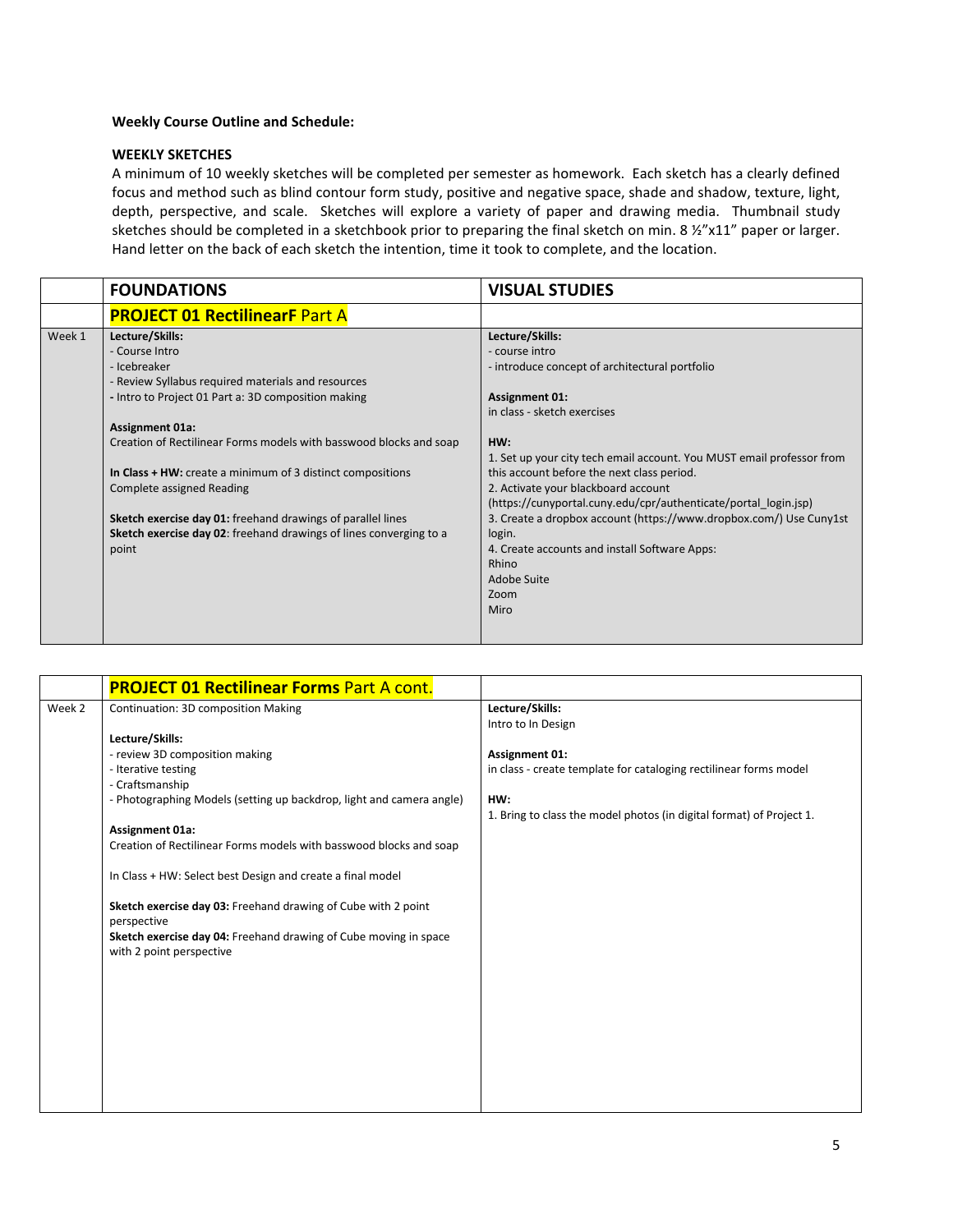**Weekly Course Outline and Schedule:**

**WEEKLY SKETCHES**

A minimum of 10 weekly sketches will be completed per semester as homework. Each sketch has a clearly defined focus and method such as blind contour form study, positive and negative space, shade and shadow, texture, light, depth, perspective, and scale. Sketches will explore a variety of paper and drawing media. Thumbnail study sketches should be completed in a sketchbook prior to preparing the final sketch on min. 8 ½"x11" paper or larger. Hand letter on the back of each sketch the intention, time it took to complete, and the location.

| | FOUNDATIONS | VISUAL STUDIES |
|---|---|---|
| | **PROJECT 01 RectilinearF** Part A | |
| Week 1 | **Lecture/Skills:**<br>- Course Intro<br>- Icebreaker<br>- Review Syllabus required materials and resources<br>**-** Intro to Project 01 Part a: 3D composition making<br><br>**Assignment 01a:**<br>Creation of Rectilinear Forms models with basswood blocks and soap<br><br>**In Class + HW:** create a minimum of 3 distinct compositions<br>Complete assigned Reading<br><br>**Sketch exercise day 01:** freehand drawings of parallel lines<br>**Sketch exercise day 02**: freehand drawings of lines converging to a point | **Lecture/Skills:**<br>- course intro<br>- introduce concept of architectural portfolio<br><br>**Assignment 01:**<br>in class - sketch exercises<br><br>**HW:**<br>1. Set up your city tech email account. You MUST email professor from this account before the next class period.<br>2. Activate your blackboard account (https://cunyportal.cuny.edu/cpr/authenticate/portal_login.jsp)<br>3. Create a dropbox account (https://www.dropbox.com/) Use Cuny1st login.<br>4. Create accounts and install Software Apps:<br>Rhino<br>Adobe Suite<br>Zoom<br>Miro |

| | | |
|---|---|---|
| | **PROJECT 01 Rectilinear Forms** Part A cont. | |
| Week 2 | Continuation: 3D composition Making<br><br>**Lecture/Skills:**<br>- review 3D composition making<br>- Iterative testing<br>- Craftsmanship<br>- Photographing Models (setting up backdrop, light and camera angle)<br><br>**Assignment 01a:**<br>Creation of Rectilinear Forms models with basswood blocks and soap<br><br>In Class + HW: Select best Design and create a final model<br><br>**Sketch exercise day 03:** Freehand drawing of Cube with 2 point perspective<br>**Sketch exercise day 04:** Freehand drawing of Cube moving in space with 2 point perspective | **Lecture/Skills:**<br>Intro to In Design<br><br>**Assignment 01:**<br>in class - create template for cataloging rectilinear forms model<br><br>**HW:**<br>1. Bring to class the model photos (in digital format) of Project 1. |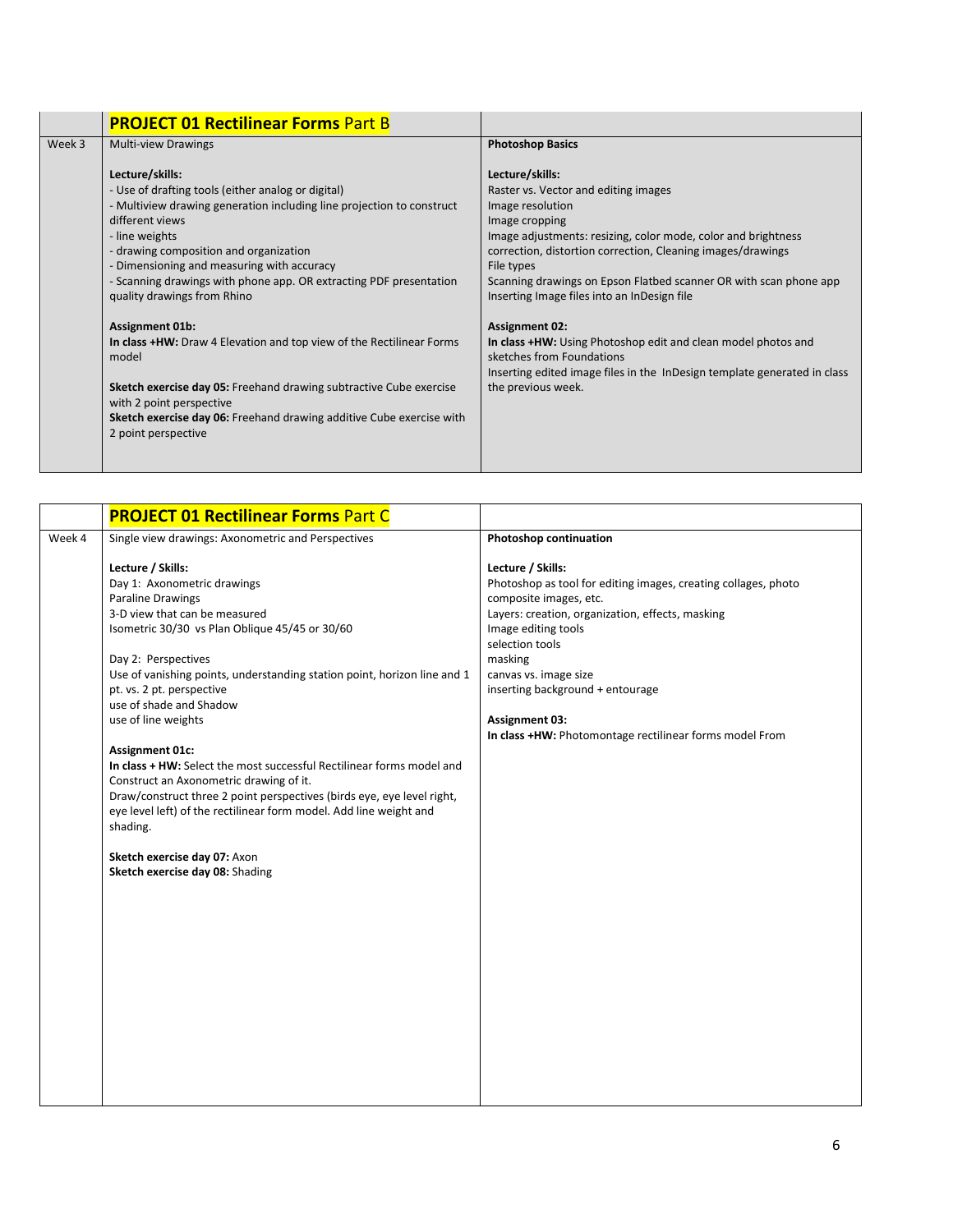| | **PROJECT 01 Rectilinear Forms** Part B | |
|---|---|---|
| Week 3 | Multi-view Drawings<br><br>**Lecture/skills:**<br>- Use of drafting tools (either analog or digital)<br>- Multiview drawing generation including line projection to construct different views<br>- line weights<br>- drawing composition and organization<br>- Dimensioning and measuring with accuracy<br>- Scanning drawings with phone app. OR extracting PDF presentation quality drawings from Rhino<br><br>**Assignment 01b:**<br>**In class +HW:** Draw 4 Elevation and top view of the Rectilinear Forms model<br><br>**Sketch exercise day 05:** Freehand drawing subtractive Cube exercise with 2 point perspective<br>**Sketch exercise day 06:** Freehand drawing additive Cube exercise with 2 point perspective | **Photoshop Basics**<br><br>**Lecture/skills:**<br>Raster vs. Vector and editing images<br>Image resolution<br>Image cropping<br>Image adjustments: resizing, color mode, color and brightness correction, distortion correction, Cleaning images/drawings<br>File types<br>Scanning drawings on Epson Flatbed scanner OR with scan phone app<br>Inserting Image files into an InDesign file<br><br>**Assignment 02:**<br>**In class +HW:** Using Photoshop edit and clean model photos and sketches from Foundations<br>Inserting edited image files in the InDesign template generated in class the previous week. |

| | **PROJECT 01 Rectilinear Forms** Part C | |
|---|---|---|
| Week 4 | Single view drawings: Axonometric and Perspectives<br><br>**Lecture / Skills:**<br>Day 1: Axonometric drawings<br>Paraline Drawings<br>3-D view that can be measured<br>Isometric 30/30 vs Plan Oblique 45/45 or 30/60<br><br>Day 2: Perspectives<br>Use of vanishing points, understanding station point, horizon line and 1 pt. vs. 2 pt. perspective<br>use of shade and Shadow<br>use of line weights<br><br>**Assignment 01c:**<br>**In class + HW:** Select the most successful Rectilinear forms model and Construct an Axonometric drawing of it.<br>Draw/construct three 2 point perspectives (birds eye, eye level right, eye level left) of the rectilinear form model. Add line weight and shading.<br><br>**Sketch exercise day 07:** Axon<br>**Sketch exercise day 08:** Shading | **Photoshop continuation**<br><br>**Lecture / Skills:**<br>Photoshop as tool for editing images, creating collages, photo composite images, etc.<br>Layers: creation, organization, effects, masking<br>Image editing tools<br>selection tools<br>masking<br>canvas vs. image size<br>inserting background + entourage<br><br>**Assignment 03:**<br>**In class +HW:** Photomontage rectilinear forms model From |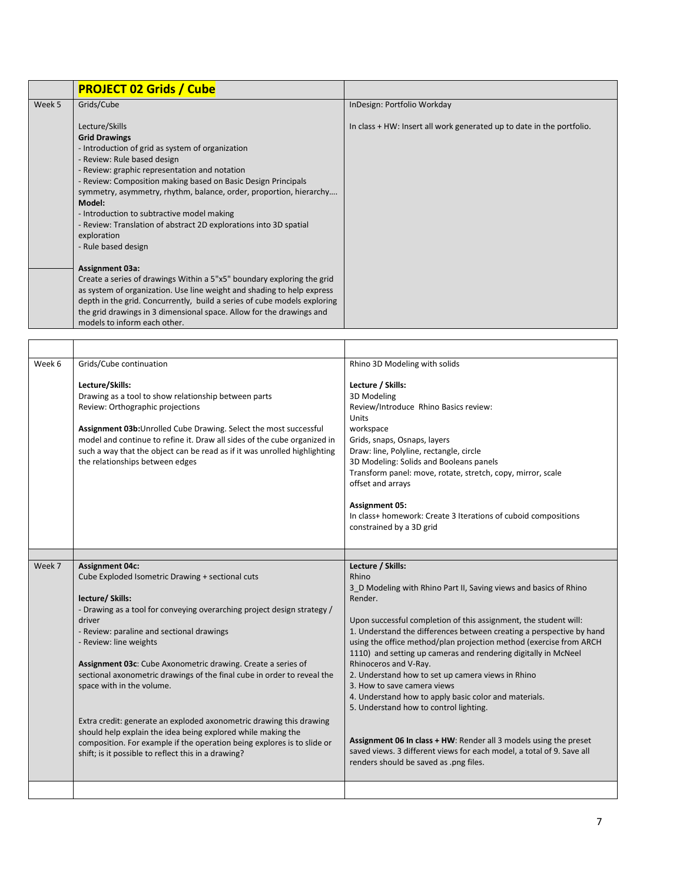| | **PROJECT 02 Grids / Cube** | |
|---|---|---|
| Week 5 | Grids/Cube<br><br>Lecture/Skills<br>**Grid Drawings**<br>- Introduction of grid as system of organization<br>- Review: Rule based design<br>- Review: graphic representation and notation<br>- Review: Composition making based on Basic Design Principals symmetry, asymmetry, rhythm, balance, order, proportion, hierarchy….<br>**Model:**<br>- Introduction to subtractive model making<br>- Review: Translation of abstract 2D explorations into 3D spatial exploration<br>- Rule based design | InDesign: Portfolio Workday<br><br>In class + HW: Insert all work generated up to date in the portfolio. |
| | **Assignment 03a:**<br>Create a series of drawings Within a 5"x5" boundary exploring the grid as system of organization. Use line weight and shading to help express depth in the grid. Concurrently, build a series of cube models exploring the grid drawings in 3 dimensional space. Allow for the drawings and models to inform each other. | |

| | | |
|---|---|---|
| Week 6 | Grids/Cube continuation<br><br>**Lecture/Skills:**<br>Drawing as a tool to show relationship between parts<br>Review: Orthographic projections<br><br>**Assignment 03b:** Unrolled Cube Drawing. Select the most successful model and continue to refine it. Draw all sides of the cube organized in such a way that the object can be read as if it was unrolled highlighting the relationships between edges | Rhino 3D Modeling with solids<br><br>**Lecture / Skills:**<br>3D Modeling<br>Review/Introduce Rhino Basics review:<br>Units<br>workspace<br>Grids, snaps, Osnaps, layers<br>Draw: line, Polyline, rectangle, circle<br>3D Modeling: Solids and Booleans panels<br>Transform panel: move, rotate, stretch, copy, mirror, scale<br>offset and arrays<br><br>**Assignment 05:**<br>In class+ homework: Create 3 Iterations of cuboid compositions constrained by a 3D grid |
| Week 7 | **Assignment 04c:**<br>Cube Exploded Isometric Drawing + sectional cuts<br><br>**lecture/ Skills:**<br>- Drawing as a tool for conveying overarching project design strategy / driver<br>- Review: paraline and sectional drawings<br>- Review: line weights<br><br>**Assignment 03c**: Cube Axonometric drawing. Create a series of sectional axonometric drawings of the final cube in order to reveal the space with in the volume.<br><br>Extra credit: generate an exploded axonometric drawing this drawing should help explain the idea being explored while making the composition. For example if the operation being explores is to slide or shift; is it possible to reflect this in a drawing? | **Lecture / Skills:**<br>Rhino<br>3_D Modeling with Rhino Part II, Saving views and basics of Rhino Render.<br><br>Upon successful completion of this assignment, the student will:<br>1. Understand the differences between creating a perspective by hand using the office method/plan projection method (exercise from ARCH 1110) and setting up cameras and rendering digitally in McNeel Rhinoceros and V-Ray.<br>2. Understand how to set up camera views in Rhino<br>3. How to save camera views<br>4. Understand how to apply basic color and materials.<br>5. Understand how to control lighting.<br><br>**Assignment 06 In class + HW**: Render all 3 models using the preset saved views. 3 different views for each model, a total of 9. Save all renders should be saved as .png files. |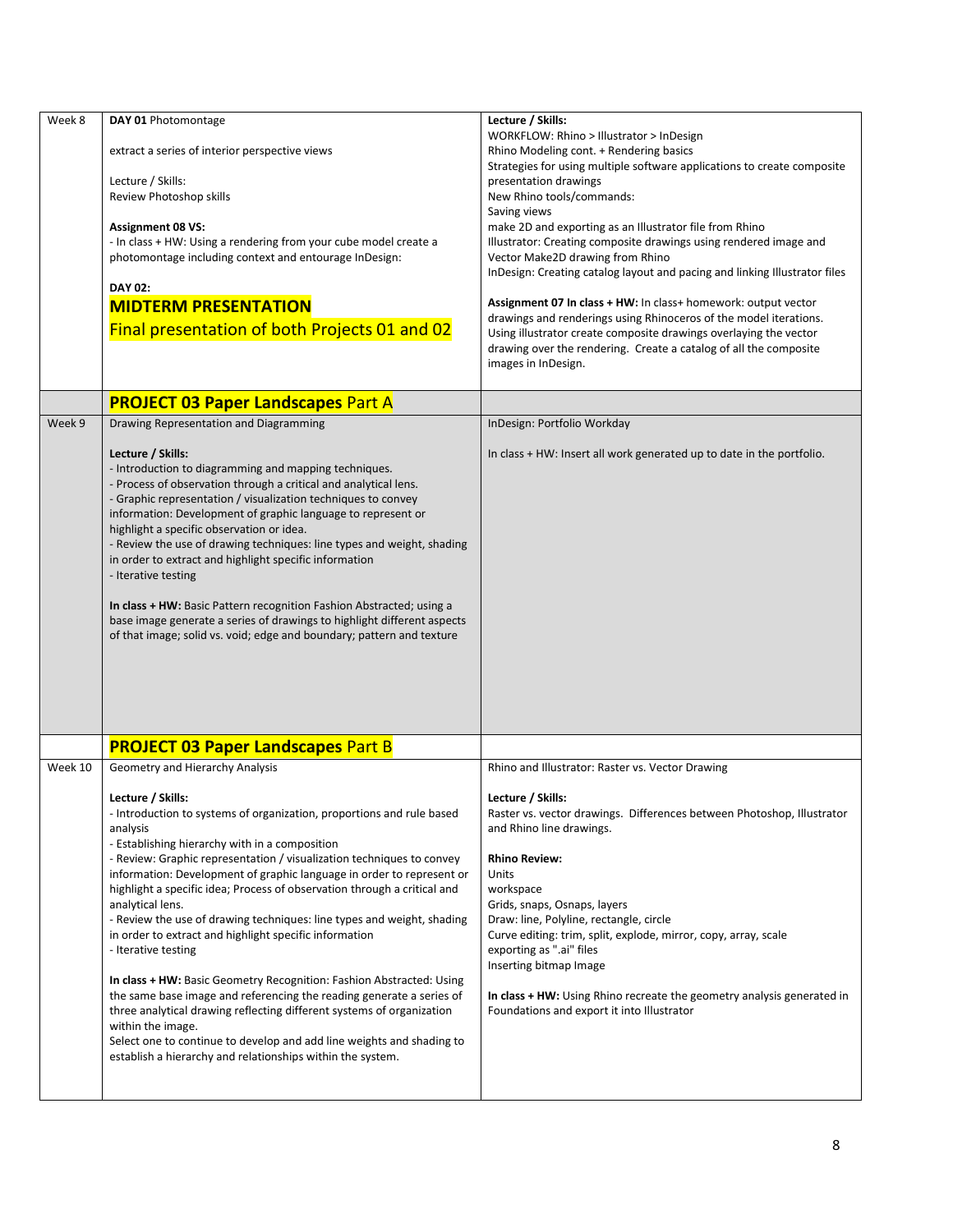| Week 8 | **DAY 01** Photomontage<br><br>extract a series of interior perspective views<br><br>Lecture / Skills:<br>Review Photoshop skills<br><br>**Assignment 08 VS:**<br>- In class + HW: Using a rendering from your cube model create a photomontage including context and entourage InDesign:<br><br>**DAY 02:**<br>**MIDTERM PRESENTATION**<br>Final presentation of both Projects 01 and 02 | **Lecture / Skills:**<br>WORKFLOW: Rhino > Illustrator > InDesign<br>Rhino Modeling cont. + Rendering basics<br>Strategies for using multiple software applications to create composite presentation drawings<br>New Rhino tools/commands:<br>Saving views<br>make 2D and exporting as an Illustrator file from Rhino<br>Illustrator: Creating composite drawings using rendered image and Vector Make2D drawing from Rhino<br>InDesign: Creating catalog layout and pacing and linking Illustrator files<br><br>**Assignment 07 In class + HW:** In class+ homework: output vector drawings and renderings using Rhinoceros of the model iterations. Using illustrator create composite drawings overlaying the vector drawing over the rendering. Create a catalog of all the composite images in InDesign. |
|---|---|---|
| | **PROJECT 03 Paper Landscapes** Part A | |
| Week 9 | Drawing Representation and Diagramming<br><br>**Lecture / Skills:**<br>- Introduction to diagramming and mapping techniques.<br>- Process of observation through a critical and analytical lens.<br>- Graphic representation / visualization techniques to convey information: Development of graphic language to represent or highlight a specific observation or idea.<br>- Review the use of drawing techniques: line types and weight, shading in order to extract and highlight specific information<br>- Iterative testing<br><br>**In class + HW:** Basic Pattern recognition Fashion Abstracted; using a base image generate a series of drawings to highlight different aspects of that image; solid vs. void; edge and boundary; pattern and texture | InDesign: Portfolio Workday<br><br>In class + HW: Insert all work generated up to date in the portfolio. |
| | **PROJECT 03 Paper Landscapes** Part B | |
| Week 10 | Geometry and Hierarchy Analysis<br><br>**Lecture / Skills:**<br>- Introduction to systems of organization, proportions and rule based analysis<br>- Establishing hierarchy with in a composition<br>- Review: Graphic representation / visualization techniques to convey information: Development of graphic language in order to represent or highlight a specific idea; Process of observation through a critical and analytical lens.<br>- Review the use of drawing techniques: line types and weight, shading in order to extract and highlight specific information<br>- Iterative testing<br><br>**In class + HW:** Basic Geometry Recognition: Fashion Abstracted: Using the same base image and referencing the reading generate a series of three analytical drawing reflecting different systems of organization within the image.<br>Select one to continue to develop and add line weights and shading to establish a hierarchy and relationships within the system. | Rhino and Illustrator: Raster vs. Vector Drawing<br><br>**Lecture / Skills:**<br>Raster vs. vector drawings. Differences between Photoshop, Illustrator and Rhino line drawings.<br><br>**Rhino Review:**<br>Units<br>workspace<br>Grids, snaps, Osnaps, layers<br>Draw: line, Polyline, rectangle, circle<br>Curve editing: trim, split, explode, mirror, copy, array, scale<br>exporting as ".ai" files<br>Inserting bitmap Image<br><br>**In class + HW:** Using Rhino recreate the geometry analysis generated in Foundations and export it into Illustrator |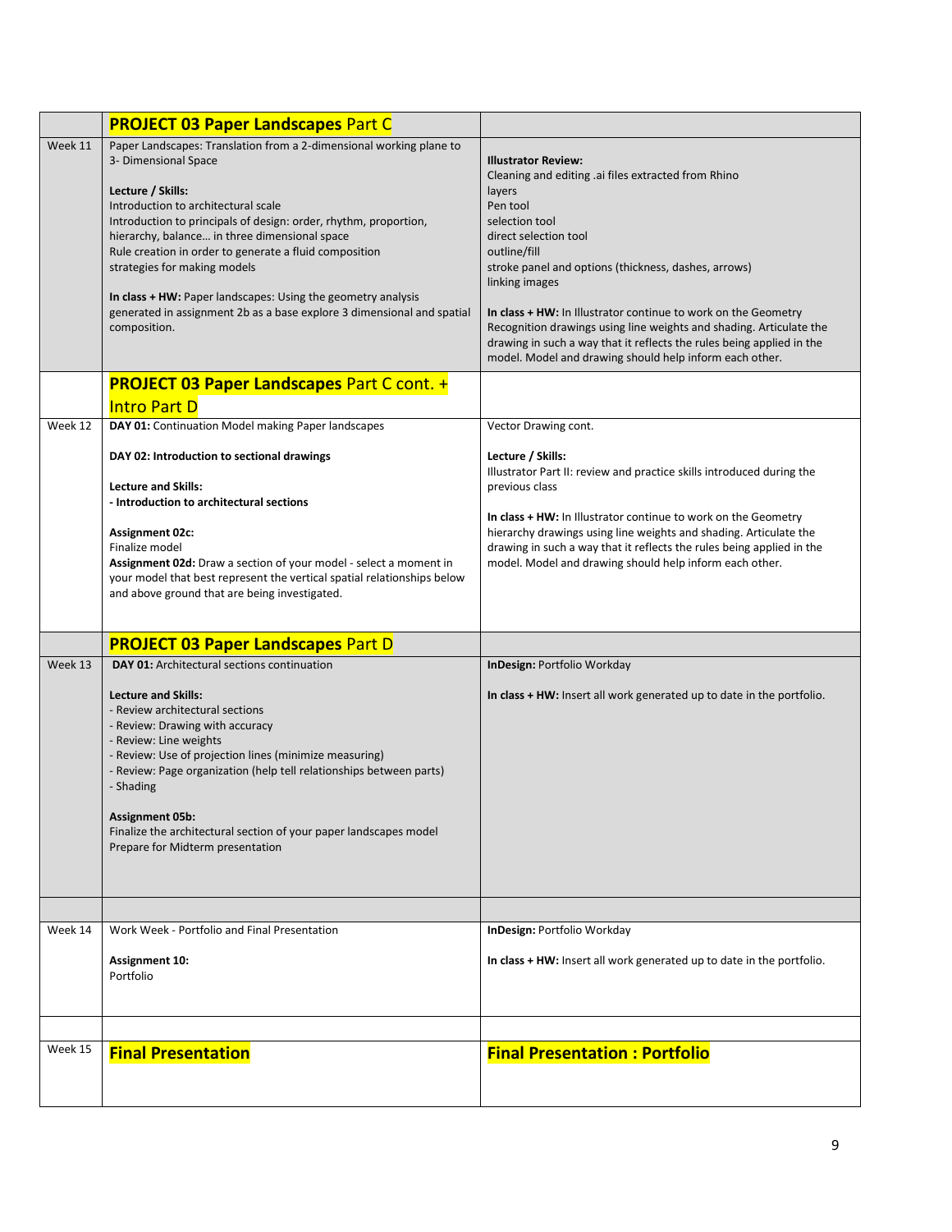| | | |
|---|---|---|
| | **PROJECT 03 Paper Landscapes** Part C | |
| Week 11 | Paper Landscapes: Translation from a 2-dimensional working plane to 3- Dimensional Space<br><br>**Lecture / Skills:**<br>Introduction to architectural scale<br>Introduction to principals of design: order, rhythm, proportion, hierarchy, balance… in three dimensional space<br>Rule creation in order to generate a fluid composition<br>strategies for making models<br><br>**In class + HW:** Paper landscapes: Using the geometry analysis generated in assignment 2b as a base explore 3 dimensional and spatial composition. | **Illustrator Review:**<br>Cleaning and editing .ai files extracted from Rhino<br>layers<br>Pen tool<br>selection tool<br>direct selection tool<br>outline/fill<br>stroke panel and options (thickness, dashes, arrows)<br>linking images<br><br>**In class + HW:** In Illustrator continue to work on the Geometry Recognition drawings using line weights and shading. Articulate the drawing in such a way that it reflects the rules being applied in the model. Model and drawing should help inform each other. |
| | **PROJECT 03 Paper Landscapes** Part C cont. + Intro Part D | |
| Week 12 | **DAY 01:** Continuation Model making Paper landscapes<br><br>**DAY 02: Introduction to sectional drawings**<br><br>**Lecture and Skills:**<br>**- Introduction to architectural sections**<br><br>**Assignment 02c:**<br>Finalize model<br>**Assignment 02d:** Draw a section of your model - select a moment in your model that best represent the vertical spatial relationships below and above ground that are being investigated. | Vector Drawing cont.<br><br>**Lecture / Skills:**<br>Illustrator Part II: review and practice skills introduced during the previous class<br><br>**In class + HW:** In Illustrator continue to work on the Geometry hierarchy drawings using line weights and shading. Articulate the drawing in such a way that it reflects the rules being applied in the model. Model and drawing should help inform each other. |
| | **PROJECT 03 Paper Landscapes** Part D | |
| Week 13 | **DAY 01:** Architectural sections continuation<br><br>**Lecture and Skills:**<br>- Review architectural sections<br>- Review: Drawing with accuracy<br>- Review: Line weights<br>- Review: Use of projection lines (minimize measuring)<br>- Review: Page organization (help tell relationships between parts)<br>- Shading<br><br>**Assignment 05b:**<br>Finalize the architectural section of your paper landscapes model<br>Prepare for Midterm presentation | **InDesign:** Portfolio Workday<br><br>**In class + HW:** Insert all work generated up to date in the portfolio. |
| | | |
| Week 14 | Work Week - Portfolio and Final Presentation<br><br>**Assignment 10:**<br>Portfolio | **InDesign:** Portfolio Workday<br><br>**In class + HW:** Insert all work generated up to date in the portfolio. |
| | | |
| Week 15 | **Final Presentation** | **Final Presentation : Portfolio** |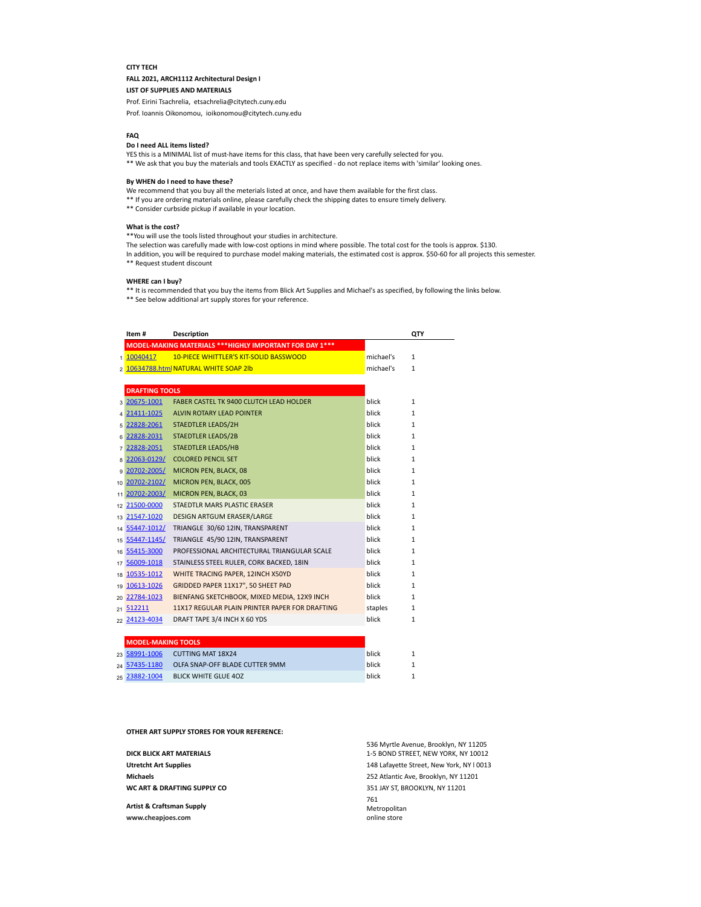**CITY TECH**

**FALL 2021, ARCH1112 Architectural Design I**

**LIST OF SUPPLIES AND MATERIALS**

Prof. Eirini Tsachrelia, etsachrelia@citytech.cuny.edu

Prof. Ioannis Oikonomou, ioikonomou@citytech.cuny.edu

**FAQ**

**Do I need ALL items listed?**

YES this is a MINIMAL list of must-have items for this class, that have been very carefully selected for you.
** We ask that you buy the materials and tools EXACTLY as specified - do not replace items with 'similar' looking ones.

**By WHEN do I need to have these?**

We recommend that you buy all the meterials listed at once, and have them available for the first class.
** If you are ordering materials online, please carefully check the shipping dates to ensure timely delivery.
** Consider curbside pickup if available in your location.

**What is the cost?**

**You will use the tools listed throughout your studies in architecture.
The selection was carefully made with low-cost options in mind where possible. The total cost for the tools is approx. $130.
In addition, you will be required to purchase model making materials, the estimated cost is approx. $50-60 for all projects this semester.
** Request student discount

**WHERE can I buy?**

** It is recommended that you buy the items from Blick Art Supplies and Michael's as specified, by following the links below.
** See below additional art supply stores for your reference.

| | Item # | Description | | QTY |
|---|---|---|---|---|
| | **MODEL-MAKING MATERIALS ***HIGHLY IMPORTANT FOR DAY 1*** ** | | | |
| 1 | 10040417 | 10-PIECE WHITTLER'S KIT-SOLID BASSWOOD | michael's | 1 |
| 2 | 10634788.html | NATURAL WHITE SOAP 2lb | michael's | 1 |
| | **DRAFTING TOOLS** | | | |
| 3 | 20675-1001 | FABER CASTEL TK 9400 CLUTCH LEAD HOLDER | blick | 1 |
| 4 | 21411-1025 | ALVIN ROTARY LEAD POINTER | blick | 1 |
| 5 | 22828-2061 | STAEDTLER LEADS/2H | blick | 1 |
| 6 | 22828-2031 | STAEDTLER LEADS/2B | blick | 1 |
| 7 | 22828-2051 | STAEDTLER LEADS/HB | blick | 1 |
| 8 | 22063-0129/ | COLORED PENCIL SET | blick | 1 |
| 9 | 20702-2005/ | MICRON PEN, BLACK, 08 | blick | 1 |
| 10 | 20702-2102/ | MICRON PEN, BLACK, 005 | blick | 1 |
| 11 | 20702-2003/ | MICRON PEN, BLACK, 03 | blick | 1 |
| 12 | 21500-0000 | STAEDTLR MARS PLASTIC ERASER | blick | 1 |
| 13 | 21547-1020 | DESIGN ARTGUM ERASER/LARGE | blick | 1 |
| 14 | 55447-1012/ | TRIANGLE 30/60 12IN, TRANSPARENT | blick | 1 |
| 15 | 55447-1145/ | TRIANGLE 45/90 12IN, TRANSPARENT | blick | 1 |
| 16 | 55415-3000 | PROFESSIONAL ARCHITECTURAL TRIANGULAR SCALE | blick | 1 |
| 17 | 56009-1018 | STAINLESS STEEL RULER, CORK BACKED, 18IN | blick | 1 |
| 18 | 10535-1012 | WHITE TRACING PAPER, 12INCH X50YD | blick | 1 |
| 19 | 10613-1026 | GRIDDED PAPER 11X17", 50 SHEET PAD | blick | 1 |
| 20 | 22784-1023 | BIENFANG SKETCHBOOK, MIXED MEDIA, 12X9 INCH | blick | 1 |
| 21 | 512211 | 11X17 REGULAR PLAIN PRINTER PAPER FOR DRAFTING | staples | 1 |
| 22 | 24123-4034 | DRAFT TAPE 3/4 INCH X 60 YDS | blick | 1 |
| | **MODEL-MAKING TOOLS** | | | |
| 23 | 58991-1006 | CUTTING MAT 18X24 | blick | 1 |
| 24 | 57435-1180 | OLFA SNAP-OFF BLADE CUTTER 9MM | blick | 1 |
| 25 | 23882-1004 | BLICK WHITE GLUE 4OZ | blick | 1 |

**OTHER ART SUPPLY STORES FOR YOUR REFERENCE:**

| | |
|---|---|
| **DICK BLICK ART MATERIALS** | 536 Myrtle Avenue, Brooklyn, NY 11205<br>1-5 BOND STREET, NEW YORK, NY 10012 |
| **Utretcht Art Supplies** | 148 Lafayette Street, New York, NY l 0013 |
| **Michaels** | 252 Atlantic Ave, Brooklyn, NY 11201 |
| **WC ART & DRAFTING SUPPLY CO** | 351 JAY ST, BROOKLYN, NY 11201 |
| **Artist & Craftsman Supply** | 761 Metropolitan |
| **www.cheapjoes.com** | online store |